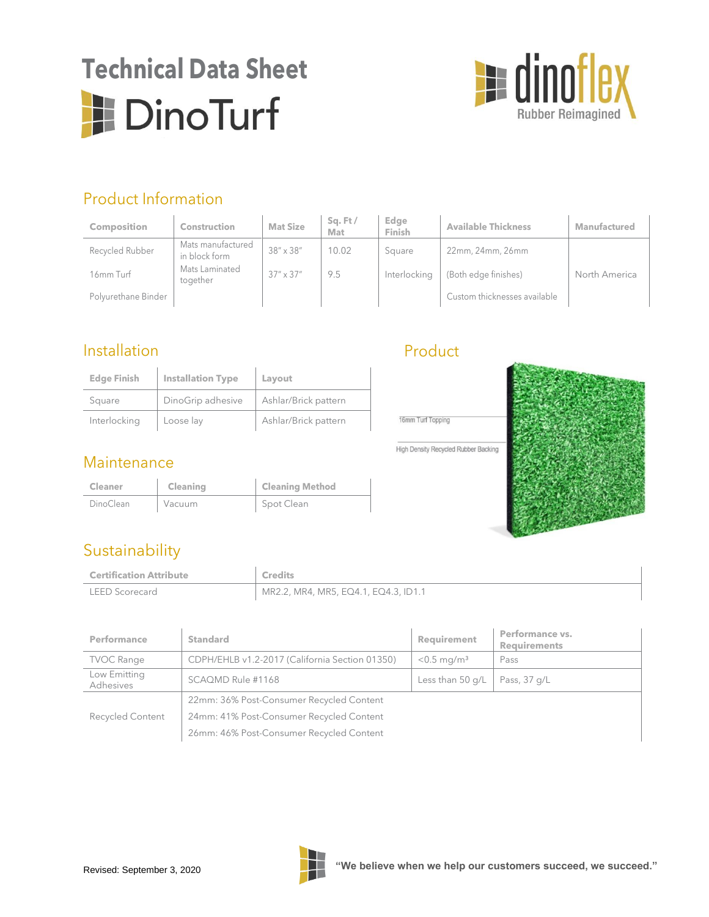# Technical Data Sheet

# DinoTurf

dinoflex
Rubber Reimagined

## Product Information

| Composition | Construction | Mat Size | Sq. Ft / Mat | Edge Finish | Available Thickness | Manufactured |
|---|---|---|---|---|---|---|
| Recycled Rubber | Mats manufactured in block form | 38" x 38" | 10.02 | Square | 22mm, 24mm, 26mm | |
| 16mm Turf | Mats Laminated together | 37" x 37" | 9.5 | Interlocking | (Both edge finishes) | North America |
| Polyurethane Binder | | | | | Custom thicknesses available | |

## Installation

| Edge Finish | Installation Type | Layout |
|---|---|---|
| Square | DinoGrip adhesive | Ashlar/Brick pattern |
| Interlocking | Loose lay | Ashlar/Brick pattern |

## Product

16mm Turf Topping

High Density Recycled Rubber Backing

## Maintenance

| Cleaner | Cleaning | Cleaning Method |
|---|---|---|
| DinoClean | Vacuum | Spot Clean |

## Sustainability

| Certification Attribute | Credits |
|---|---|
| LEED Scorecard | MR2.2, MR4, MR5, EQ4.1, EQ4.3, ID1.1 |

| Performance | Standard | Requirement | Performance vs. Requirements |
|---|---|---|---|
| TVOC Range | CDPH/EHLB v1.2-2017 (California Section 01350) | <0.5 mg/m³ | Pass |
| Low Emitting Adhesives | SCAQMD Rule #1168 | Less than 50 g/L | Pass, 37 g/L |
| Recycled Content | 22mm: 36% Post-Consumer Recycled Content<br>24mm: 41% Post-Consumer Recycled Content<br>26mm: 46% Post-Consumer Recycled Content | | |

Revised: September 3, 2020

**"We believe when we help our customers succeed, we succeed."**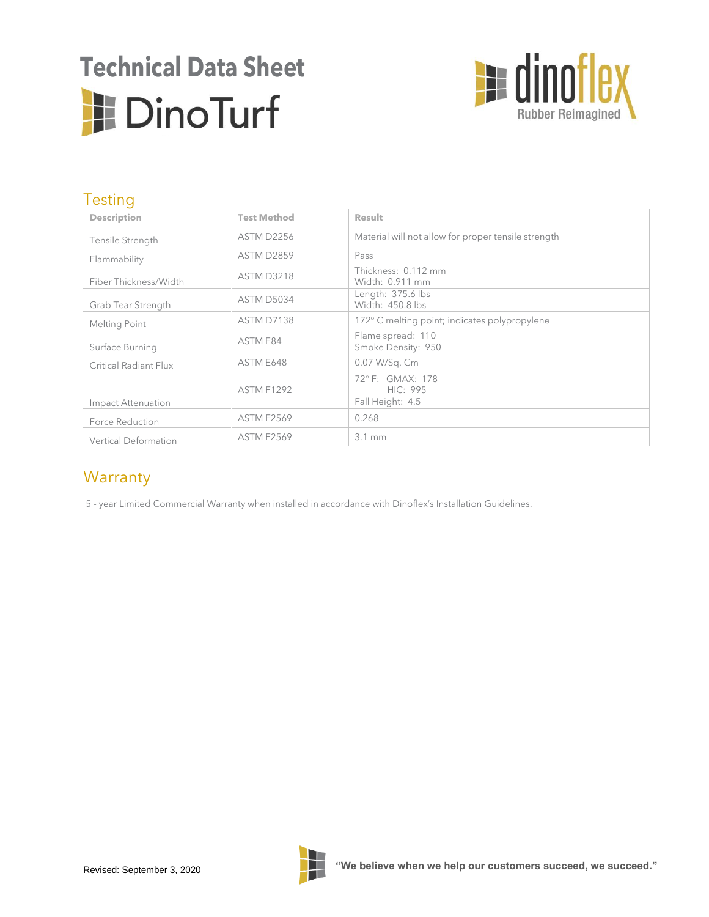# Technical Data Sheet

## DinoTurf

dinoflex
Rubber Reimagined

## Testing

| Description | Test Method | Result |
| --- | --- | --- |
| Tensile Strength | ASTM D2256 | Material will not allow for proper tensile strength |
| Flammability | ASTM D2859 | Pass |
| Fiber Thickness/Width | ASTM D3218 | Thickness: 0.112 mm<br>Width: 0.911 mm |
| Grab Tear Strength | ASTM D5034 | Length: 375.6 lbs<br>Width: 450.8 lbs |
| Melting Point | ASTM D7138 | 172° C melting point; indicates polypropylene |
| Surface Burning | ASTM E84 | Flame spread: 110<br>Smoke Density: 950 |
| Critical Radiant Flux | ASTM E648 | 0.07 W/Sq. Cm |
| Impact Attenuation | ASTM F1292 | 72° F: GMAX: 178<br>HIC: 995<br>Fall Height: 4.5' |
| Force Reduction | ASTM F2569 | 0.268 |
| Vertical Deformation | ASTM F2569 | 3.1 mm |

## Warranty

5 - year Limited Commercial Warranty when installed in accordance with Dinoflex's Installation Guidelines.

Revised: September 3, 2020

**"We believe when we help our customers succeed, we succeed."**